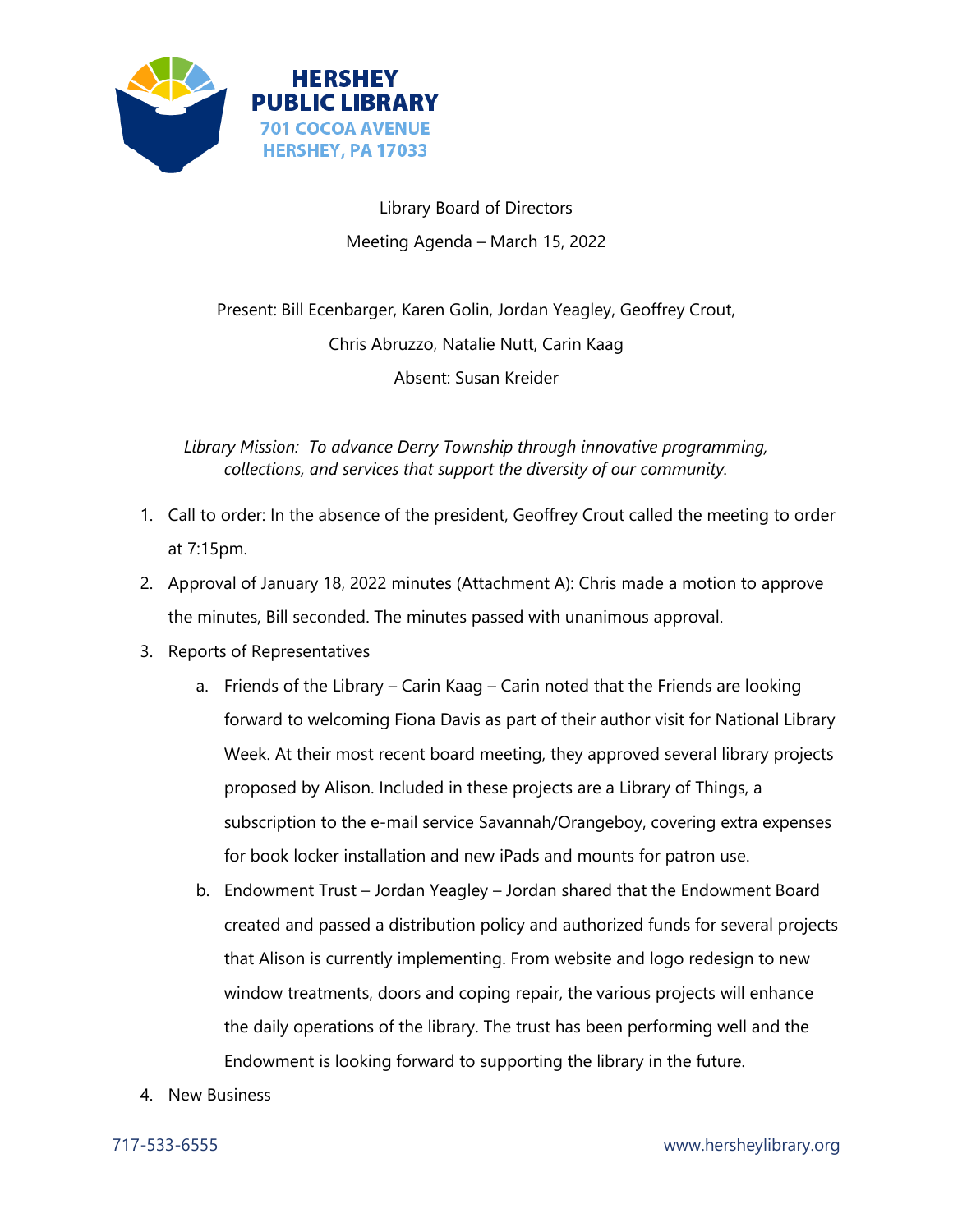**HERSHEY PUBLIC LIBRARY**
701 COCOA AVENUE
HERSHEY, PA 17033

Library Board of Directors

Meeting Agenda – March 15, 2022

Present: Bill Ecenbarger, Karen Golin, Jordan Yeagley, Geoffrey Crout, Chris Abruzzo, Natalie Nutt, Carin Kaag

Absent: Susan Kreider

*Library Mission: To advance Derry Township through innovative programming, collections, and services that support the diversity of our community.*

1. Call to order: In the absence of the president, Geoffrey Crout called the meeting to order at 7:15pm.
2. Approval of January 18, 2022 minutes (Attachment A): Chris made a motion to approve the minutes, Bill seconded. The minutes passed with unanimous approval.
3. Reports of Representatives
   a. Friends of the Library – Carin Kaag – Carin noted that the Friends are looking forward to welcoming Fiona Davis as part of their author visit for National Library Week. At their most recent board meeting, they approved several library projects proposed by Alison. Included in these projects are a Library of Things, a subscription to the e-mail service Savannah/Orangeboy, covering extra expenses for book locker installation and new iPads and mounts for patron use.
   b. Endowment Trust – Jordan Yeagley – Jordan shared that the Endowment Board created and passed a distribution policy and authorized funds for several projects that Alison is currently implementing. From website and logo redesign to new window treatments, doors and coping repair, the various projects will enhance the daily operations of the library. The trust has been performing well and the Endowment is looking forward to supporting the library in the future.
4. New Business

717-533-6555 www.hersheylibrary.org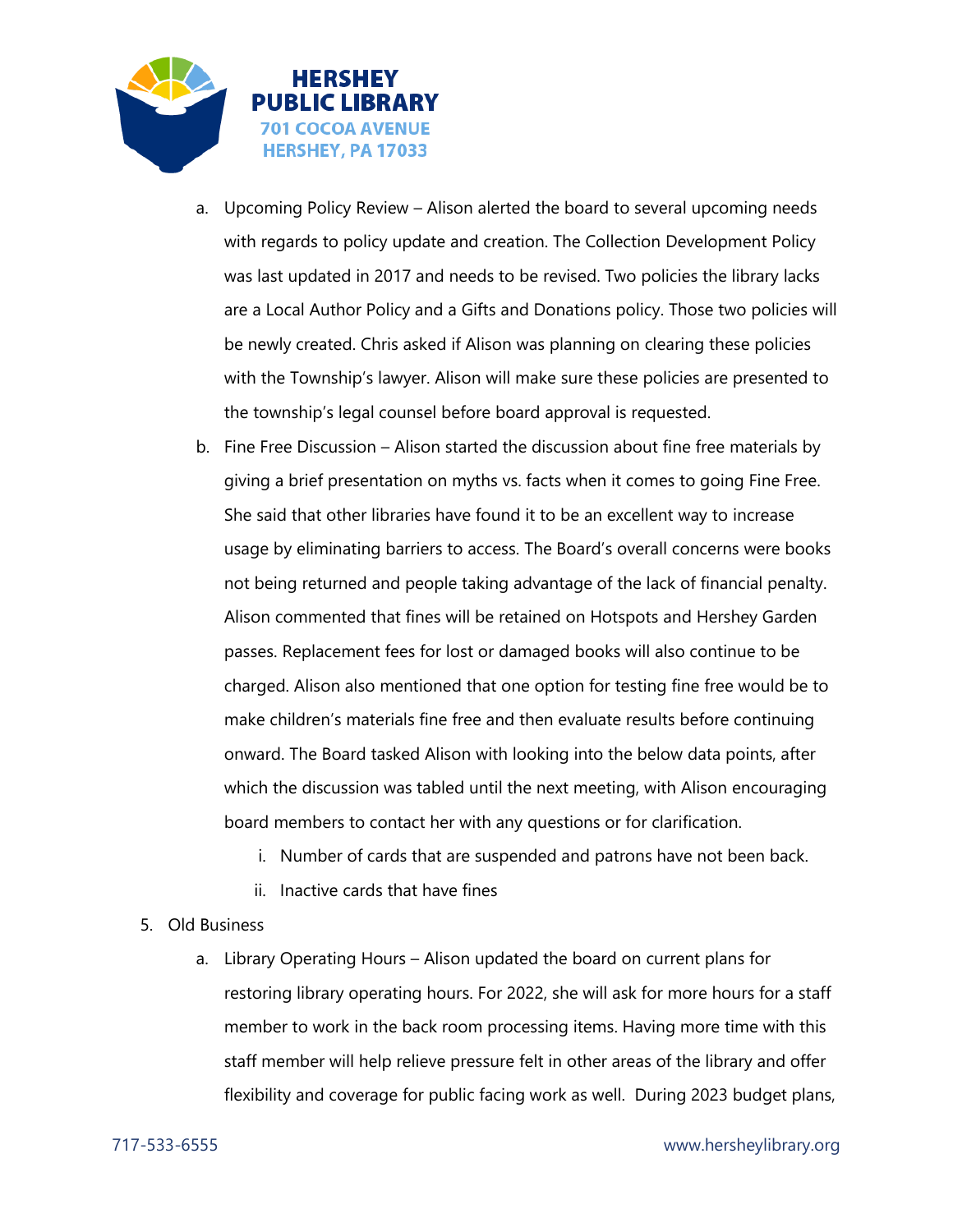a. Upcoming Policy Review – Alison alerted the board to several upcoming needs with regards to policy update and creation. The Collection Development Policy was last updated in 2017 and needs to be revised. Two policies the library lacks are a Local Author Policy and a Gifts and Donations policy. Those two policies will be newly created. Chris asked if Alison was planning on clearing these policies with the Township's lawyer. Alison will make sure these policies are presented to the township's legal counsel before board approval is requested.

b. Fine Free Discussion – Alison started the discussion about fine free materials by giving a brief presentation on myths vs. facts when it comes to going Fine Free. She said that other libraries have found it to be an excellent way to increase usage by eliminating barriers to access. The Board's overall concerns were books not being returned and people taking advantage of the lack of financial penalty. Alison commented that fines will be retained on Hotspots and Hershey Garden passes. Replacement fees for lost or damaged books will also continue to be charged. Alison also mentioned that one option for testing fine free would be to make children's materials fine free and then evaluate results before continuing onward. The Board tasked Alison with looking into the below data points, after which the discussion was tabled until the next meeting, with Alison encouraging board members to contact her with any questions or for clarification.

   i. Number of cards that are suspended and patrons have not been back.
   ii. Inactive cards that have fines

5. Old Business

   a. Library Operating Hours – Alison updated the board on current plans for restoring library operating hours. For 2022, she will ask for more hours for a staff member to work in the back room processing items. Having more time with this staff member will help relieve pressure felt in other areas of the library and offer flexibility and coverage for public facing work as well. During 2023 budget plans,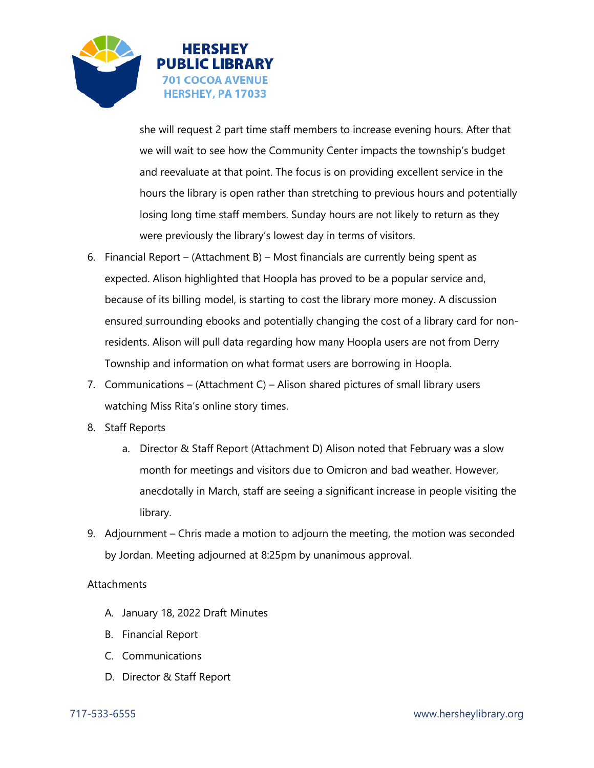she will request 2 part time staff members to increase evening hours. After that we will wait to see how the Community Center impacts the township's budget and reevaluate at that point. The focus is on providing excellent service in the hours the library is open rather than stretching to previous hours and potentially losing long time staff members. Sunday hours are not likely to return as they were previously the library's lowest day in terms of visitors.

6. Financial Report – (Attachment B) – Most financials are currently being spent as expected. Alison highlighted that Hoopla has proved to be a popular service and, because of its billing model, is starting to cost the library more money. A discussion ensured surrounding ebooks and potentially changing the cost of a library card for non-residents. Alison will pull data regarding how many Hoopla users are not from Derry Township and information on what format users are borrowing in Hoopla.
7. Communications – (Attachment C) – Alison shared pictures of small library users watching Miss Rita's online story times.
8. Staff Reports
   a. Director & Staff Report (Attachment D) Alison noted that February was a slow month for meetings and visitors due to Omicron and bad weather. However, anecdotally in March, staff are seeing a significant increase in people visiting the library.
9. Adjournment – Chris made a motion to adjourn the meeting, the motion was seconded by Jordan. Meeting adjourned at 8:25pm by unanimous approval.

Attachments

A. January 18, 2022 Draft Minutes
B. Financial Report
C. Communications
D. Director & Staff Report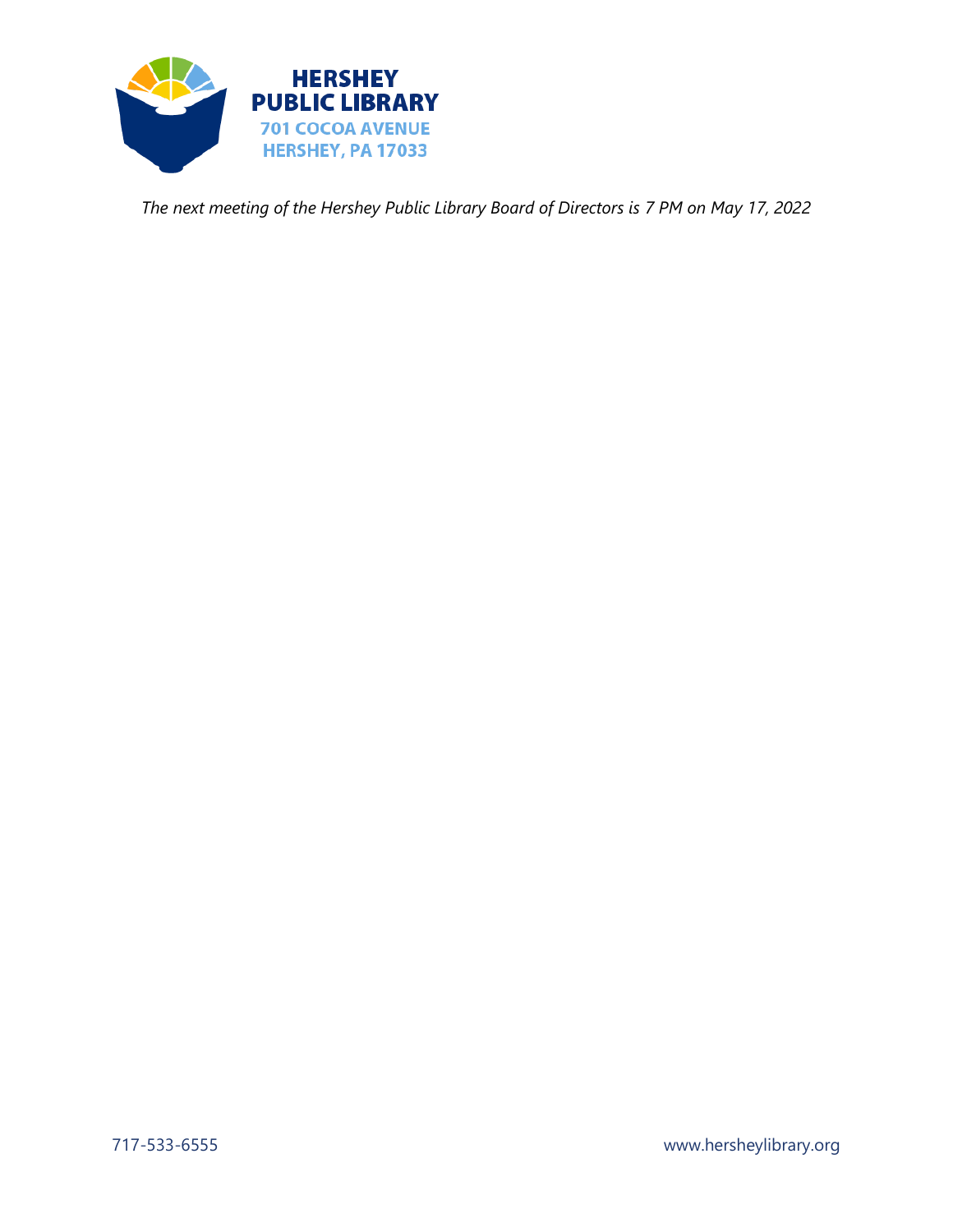**HERSHEY PUBLIC LIBRARY**

**701 COCOA AVENUE**
**HERSHEY, PA 17033**

*The next meeting of the Hershey Public Library Board of Directors is 7 PM on May 17, 2022*

717-533-6555

www.hersheylibrary.org